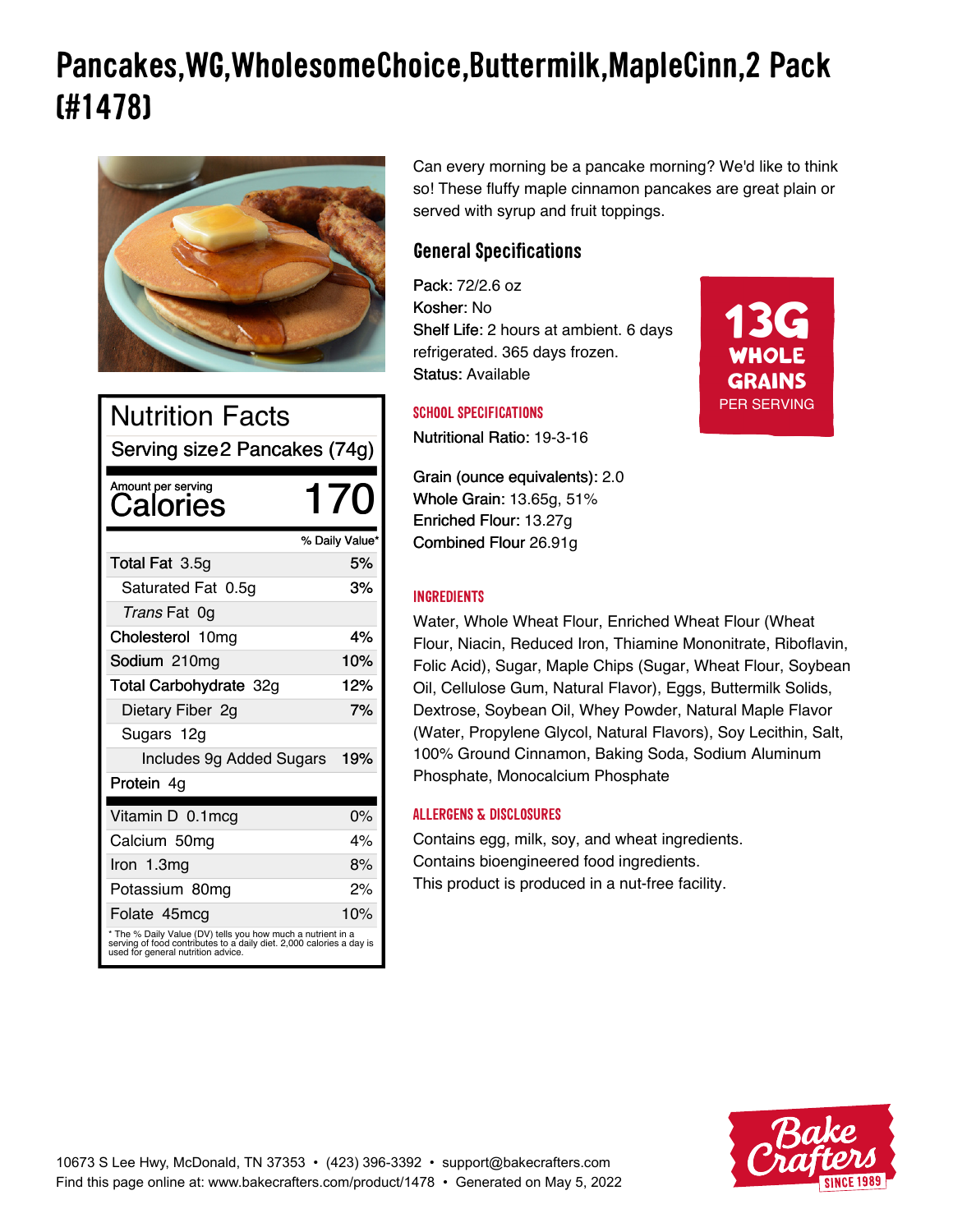# Pancakes,WG,WholesomeChoice,Buttermilk,MapleCinn,2 Pack (#1478)

Can every morning be a pancake morning? We'd like to think so! These fluffy maple cinnamon pancakes are great plain or served with syrup and fruit toppings.

## Nutrition Facts

Serving size 2 Pancakes (74g)

Amount per serving
**Calories 170**

| | % Daily Value* |
|---|---|
| **Total Fat** 3.5g | 5% |
| Saturated Fat 0.5g | 3% |
| *Trans* Fat 0g | |
| **Cholesterol** 10mg | 4% |
| **Sodium** 210mg | 10% |
| **Total Carbohydrate** 32g | 12% |
| Dietary Fiber 2g | 7% |
| Sugars 12g | |
| Includes 9g Added Sugars | 19% |
| **Protein** 4g | |
| Vitamin D 0.1mcg | 0% |
| Calcium 50mg | 4% |
| Iron 1.3mg | 8% |
| Potassium 80mg | 2% |
| Folate 45mcg | 10% |

\* The % Daily Value (DV) tells you how much a nutrient in a serving of food contributes to a daily diet. 2,000 calories a day is used for general nutrition advice.

## General Specifications

Pack: 72/2.6 oz
Kosher: No
Shelf Life: 2 hours at ambient. 6 days refrigerated. 365 days frozen.
Status: Available

**13G WHOLE GRAINS** PER SERVING

### SCHOOL SPECIFICATIONS

Nutritional Ratio: 19-3-16

Grain (ounce equivalents): 2.0
Whole Grain: 13.65g, 51%
Enriched Flour: 13.27g
Combined Flour 26.91g

### INGREDIENTS

Water, Whole Wheat Flour, Enriched Wheat Flour (Wheat Flour, Niacin, Reduced Iron, Thiamine Mononitrate, Riboflavin, Folic Acid), Sugar, Maple Chips (Sugar, Wheat Flour, Soybean Oil, Cellulose Gum, Natural Flavor), Eggs, Buttermilk Solids, Dextrose, Soybean Oil, Whey Powder, Natural Maple Flavor (Water, Propylene Glycol, Natural Flavors), Soy Lecithin, Salt, 100% Ground Cinnamon, Baking Soda, Sodium Aluminum Phosphate, Monocalcium Phosphate

### ALLERGENS & DISCLOSURES

Contains egg, milk, soy, and wheat ingredients.
Contains bioengineered food ingredients.
This product is produced in a nut-free facility.

10673 S Lee Hwy, McDonald, TN 37353 • (423) 396-3392 • support@bakecrafters.com
Find this page online at: www.bakecrafters.com/product/1478 • Generated on May 5, 2022

Bake Crafters SINCE 1989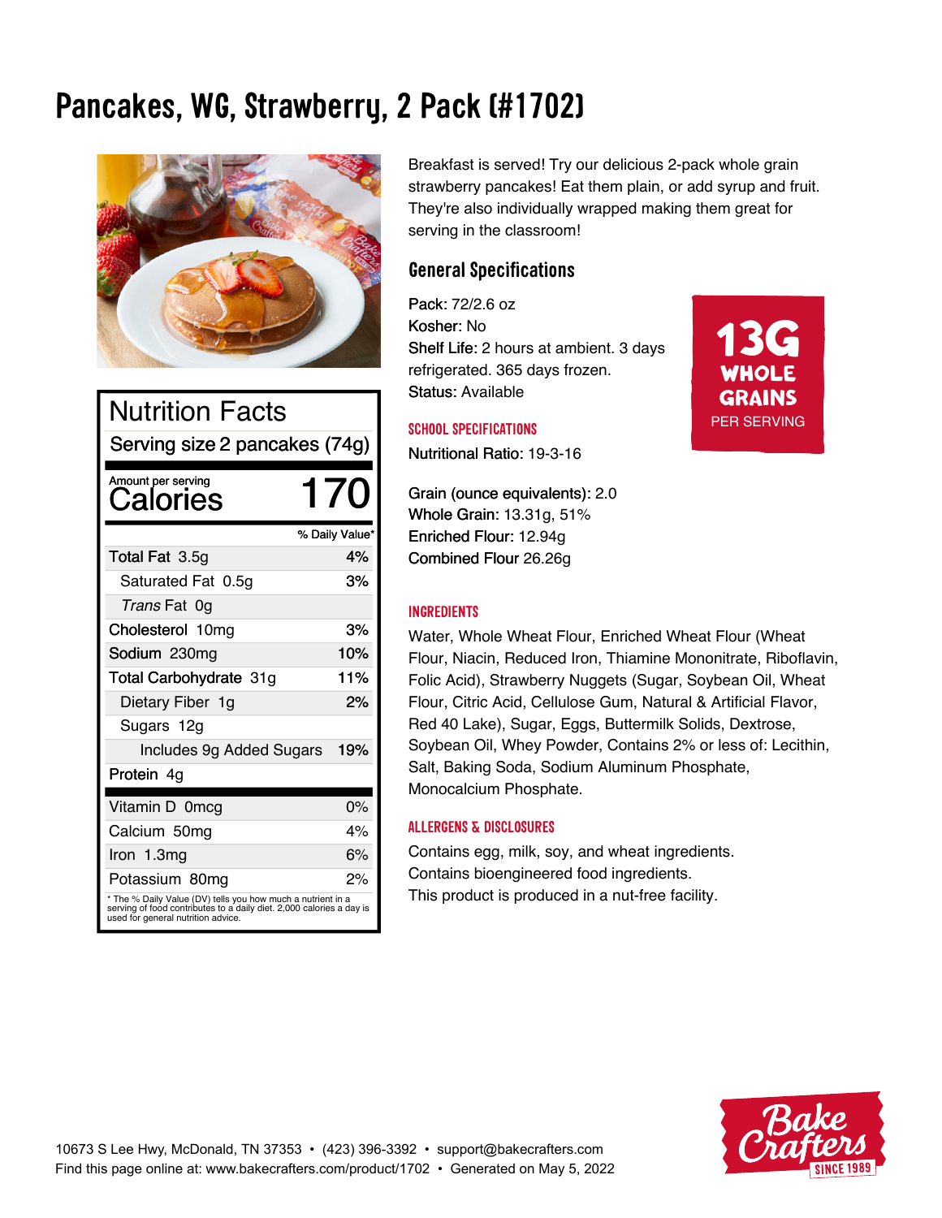# Pancakes, WG, Strawberry, 2 Pack (#1702)

## Nutrition Facts

Serving size 2 pancakes (74g)

Amount per serving
**Calories 170**

| | % Daily Value* |
|---|---|
| Total Fat 3.5g | 4% |
| Saturated Fat 0.5g | 3% |
| *Trans* Fat 0g | |
| Cholesterol 10mg | 3% |
| Sodium 230mg | 10% |
| Total Carbohydrate 31g | 11% |
| Dietary Fiber 1g | 2% |
| Sugars 12g | |
| Includes 9g Added Sugars | 19% |
| Protein 4g | |
| Vitamin D 0mcg | 0% |
| Calcium 50mg | 4% |
| Iron 1.3mg | 6% |
| Potassium 80mg | 2% |

* The % Daily Value (DV) tells you how much a nutrient in a serving of food contributes to a daily diet. 2,000 calories a day is used for general nutrition advice.

Breakfast is served! Try our delicious 2-pack whole grain strawberry pancakes! Eat them plain, or add syrup and fruit. They're also individually wrapped making them great for serving in the classroom!

## General Specifications

**13G WHOLE GRAINS** PER SERVING

Pack: 72/2.6 oz
Kosher: No
Shelf Life: 2 hours at ambient. 3 days refrigerated. 365 days frozen.
Status: Available

### SCHOOL SPECIFICATIONS

Nutritional Ratio: 19-3-16

Grain (ounce equivalents): 2.0
Whole Grain: 13.31g, 51%
Enriched Flour: 12.94g
Combined Flour 26.26g

### INGREDIENTS

Water, Whole Wheat Flour, Enriched Wheat Flour (Wheat Flour, Niacin, Reduced Iron, Thiamine Mononitrate, Riboflavin, Folic Acid), Strawberry Nuggets (Sugar, Soybean Oil, Wheat Flour, Citric Acid, Cellulose Gum, Natural & Artificial Flavor, Red 40 Lake), Sugar, Eggs, Buttermilk Solids, Dextrose, Soybean Oil, Whey Powder, Contains 2% or less of: Lecithin, Salt, Baking Soda, Sodium Aluminum Phosphate, Monocalcium Phosphate.

### ALLERGENS & DISCLOSURES

Contains egg, milk, soy, and wheat ingredients.
Contains bioengineered food ingredients.
This product is produced in a nut-free facility.

10673 S Lee Hwy, McDonald, TN 37353 • (423) 396-3392 • support@bakecrafters.com
Find this page online at: www.bakecrafters.com/product/1702 • Generated on May 5, 2022

Bake Crafters SINCE 1989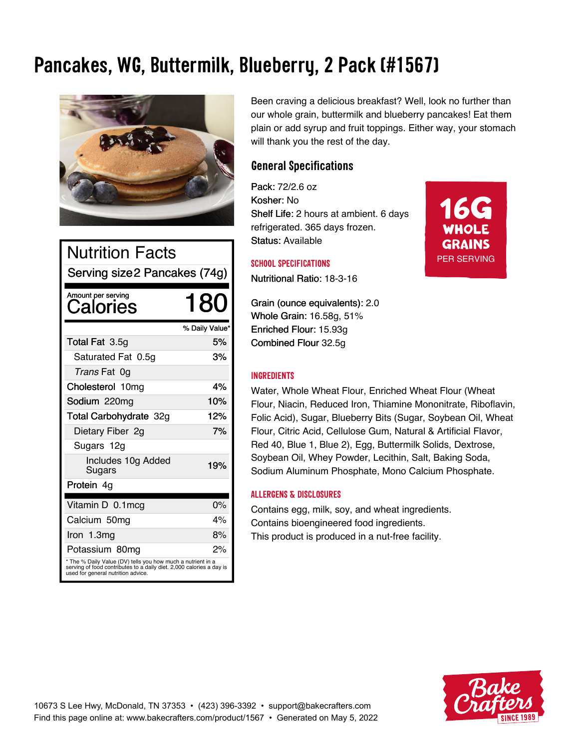# Pancakes, WG, Buttermilk, Blueberry, 2 Pack (#1567)

Been craving a delicious breakfast? Well, look no further than our whole grain, buttermilk and blueberry pancakes! Eat them plain or add syrup and fruit toppings. Either way, your stomach will thank you the rest of the day.

## Nutrition Facts

Serving size 2 Pancakes (74g)

Amount per serving
**Calories 180**

| | % Daily Value* |
|---|---|
| **Total Fat** 3.5g | 5% |
| Saturated Fat 0.5g | 3% |
| *Trans* Fat 0g | |
| **Cholesterol** 10mg | 4% |
| **Sodium** 220mg | 10% |
| **Total Carbohydrate** 32g | 12% |
| Dietary Fiber 2g | 7% |
| Sugars 12g | |
| Includes 10g Added Sugars | 19% |
| **Protein** 4g | |
| Vitamin D 0.1mcg | 0% |
| Calcium 50mg | 4% |
| Iron 1.3mg | 8% |
| Potassium 80mg | 2% |

\* The % Daily Value (DV) tells you how much a nutrient in a serving of food contributes to a daily diet. 2,000 calories a day is used for general nutrition advice.

## General Specifications

**Pack:** 72/2.6 oz
**Kosher:** No
**Shelf Life:** 2 hours at ambient. 6 days refrigerated. 365 days frozen.
**Status:** Available

**16G WHOLE GRAINS** PER SERVING

### SCHOOL SPECIFICATIONS

**Nutritional Ratio:** 18-3-16

**Grain (ounce equivalents):** 2.0
**Whole Grain:** 16.58g, 51%
**Enriched Flour:** 15.93g
**Combined Flour** 32.5g

### INGREDIENTS

Water, Whole Wheat Flour, Enriched Wheat Flour (Wheat Flour, Niacin, Reduced Iron, Thiamine Mononitrate, Riboflavin, Folic Acid), Sugar, Blueberry Bits (Sugar, Soybean Oil, Wheat Flour, Citric Acid, Cellulose Gum, Natural & Artificial Flavor, Red 40, Blue 1, Blue 2), Egg, Buttermilk Solids, Dextrose, Soybean Oil, Whey Powder, Lecithin, Salt, Baking Soda, Sodium Aluminum Phosphate, Mono Calcium Phosphate.

### ALLERGENS & DISCLOSURES

Contains egg, milk, soy, and wheat ingredients.
Contains bioengineered food ingredients.
This product is produced in a nut-free facility.

10673 S Lee Hwy, McDonald, TN 37353 • (423) 396-3392 • support@bakecrafters.com
Find this page online at: www.bakecrafters.com/product/1567 • Generated on May 5, 2022

Bake Crafters SINCE 1989